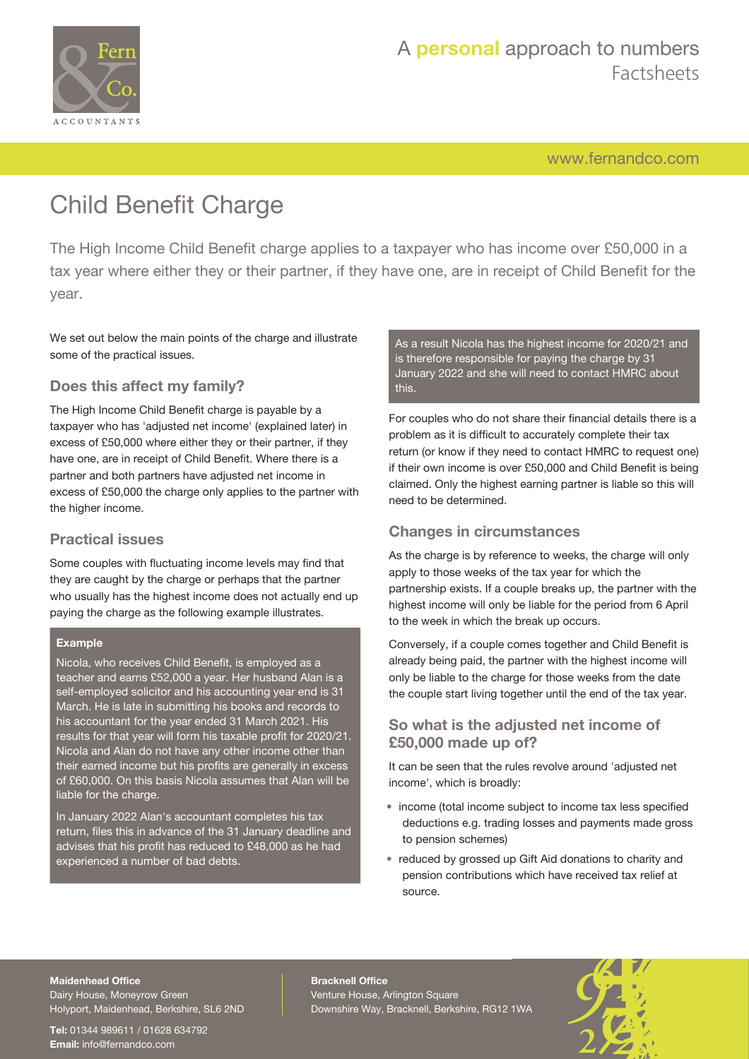# Child Benefit Charge

The High Income Child Benefit charge applies to a taxpayer who has income over £50,000 in a tax year where either they or their partner, if they have one, are in receipt of Child Benefit for the year.

We set out below the main points of the charge and illustrate some of the practical issues.

## Does this affect my family?

The High Income Child Benefit charge is payable by a taxpayer who has 'adjusted net income' (explained later) in excess of £50,000 where either they or their partner, if they have one, are in receipt of Child Benefit. Where there is a partner and both partners have adjusted net income in excess of £50,000 the charge only applies to the partner with the higher income.

## Practical issues

Some couples with fluctuating income levels may find that they are caught by the charge or perhaps that the partner who usually has the highest income does not actually end up paying the charge as the following example illustrates.

**Example**

Nicola, who receives Child Benefit, is employed as a teacher and earns £52,000 a year. Her husband Alan is a self-employed solicitor and his accounting year end is 31 March. He is late in submitting his books and records to his accountant for the year ended 31 March 2021. His results for that year will form his taxable profit for 2020/21. Nicola and Alan do not have any other income other than their earned income but his profits are generally in excess of £60,000. On this basis Nicola assumes that Alan will be liable for the charge.

In January 2022 Alan's accountant completes his tax return, files this in advance of the 31 January deadline and advises that his profit has reduced to £48,000 as he had experienced a number of bad debts.

As a result Nicola has the highest income for 2020/21 and is therefore responsible for paying the charge by 31 January 2022 and she will need to contact HMRC about this.

For couples who do not share their financial details there is a problem as it is difficult to accurately complete their tax return (or know if they need to contact HMRC to request one) if their own income is over £50,000 and Child Benefit is being claimed. Only the highest earning partner is liable so this will need to be determined.

## Changes in circumstances

As the charge is by reference to weeks, the charge will only apply to those weeks of the tax year for which the partnership exists. If a couple breaks up, the partner with the highest income will only be liable for the period from 6 April to the week in which the break up occurs.

Conversely, if a couple comes together and Child Benefit is already being paid, the partner with the highest income will only be liable to the charge for those weeks from the date the couple start living together until the end of the tax year.

## So what is the adjusted net income of £50,000 made up of?

It can be seen that the rules revolve around 'adjusted net income', which is broadly:

- income (total income subject to income tax less specified deductions e.g. trading losses and payments made gross to pension schemes)
- reduced by grossed up Gift Aid donations to charity and pension contributions which have received tax relief at source.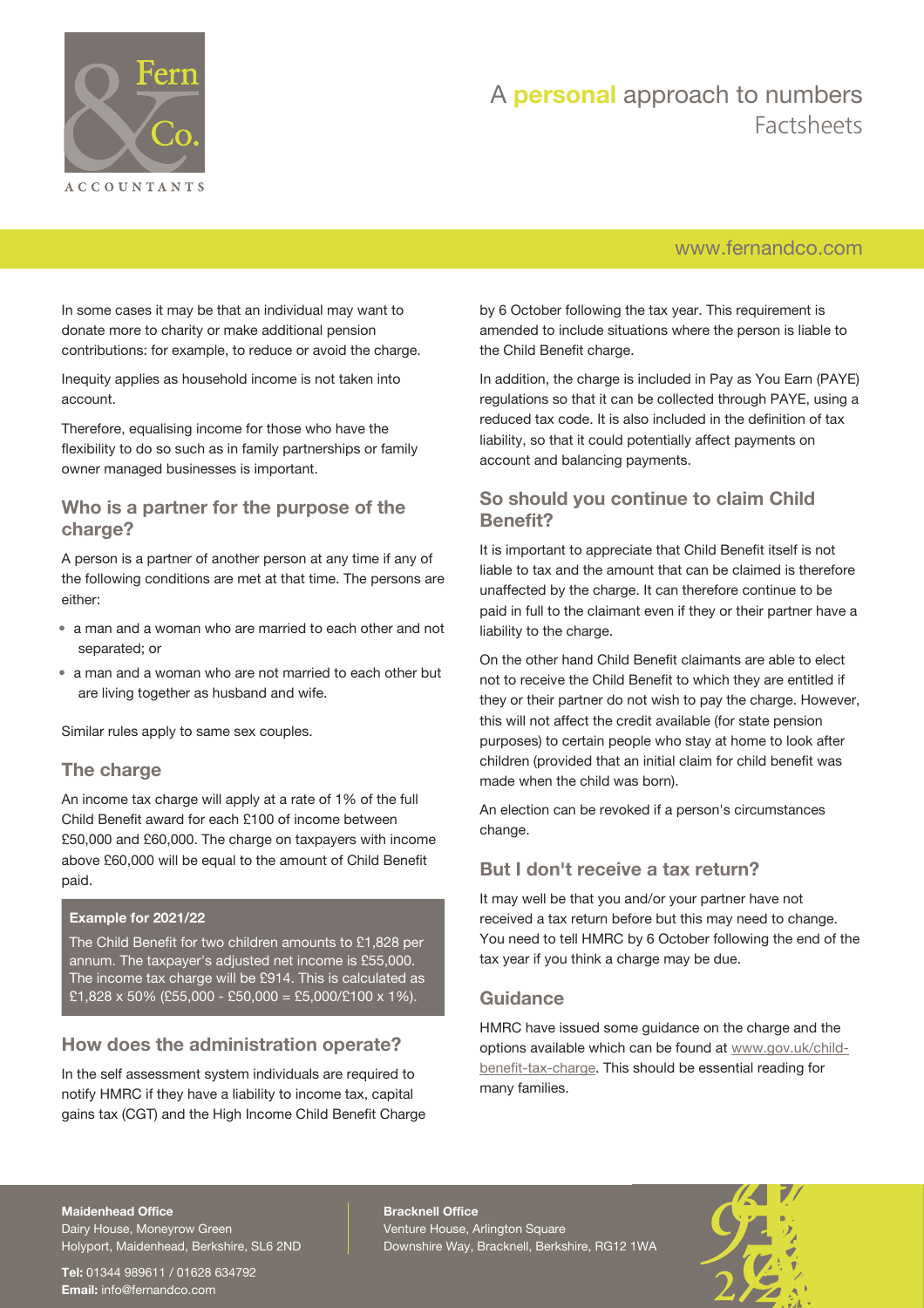In some cases it may be that an individual may want to donate more to charity or make additional pension contributions: for example, to reduce or avoid the charge.

Inequity applies as household income is not taken into account.

Therefore, equalising income for those who have the flexibility to do so such as in family partnerships or family owner managed businesses is important.

## Who is a partner for the purpose of the charge?

A person is a partner of another person at any time if any of the following conditions are met at that time. The persons are either:

- a man and a woman who are married to each other and not separated; or
- a man and a woman who are not married to each other but are living together as husband and wife.

Similar rules apply to same sex couples.

## The charge

An income tax charge will apply at a rate of 1% of the full Child Benefit award for each £100 of income between £50,000 and £60,000. The charge on taxpayers with income above £60,000 will be equal to the amount of Child Benefit paid.

**Example for 2021/22**

The Child Benefit for two children amounts to £1,828 per annum. The taxpayer's adjusted net income is £55,000. The income tax charge will be £914. This is calculated as £1,828 x 50% (£55,000 - £50,000 = £5,000/£100 x 1%).

## How does the administration operate?

In the self assessment system individuals are required to notify HMRC if they have a liability to income tax, capital gains tax (CGT) and the High Income Child Benefit Charge by 6 October following the tax year. This requirement is amended to include situations where the person is liable to the Child Benefit charge.

In addition, the charge is included in Pay as You Earn (PAYE) regulations so that it can be collected through PAYE, using a reduced tax code. It is also included in the definition of tax liability, so that it could potentially affect payments on account and balancing payments.

## So should you continue to claim Child Benefit?

It is important to appreciate that Child Benefit itself is not liable to tax and the amount that can be claimed is therefore unaffected by the charge. It can therefore continue to be paid in full to the claimant even if they or their partner have a liability to the charge.

On the other hand Child Benefit claimants are able to elect not to receive the Child Benefit to which they are entitled if they or their partner do not wish to pay the charge. However, this will not affect the credit available (for state pension purposes) to certain people who stay at home to look after children (provided that an initial claim for child benefit was made when the child was born).

An election can be revoked if a person's circumstances change.

## But I don't receive a tax return?

It may well be that you and/or your partner have not received a tax return before but this may need to change. You need to tell HMRC by 6 October following the end of the tax year if you think a charge may be due.

## Guidance

HMRC have issued some guidance on the charge and the options available which can be found at www.gov.uk/child-benefit-tax-charge. This should be essential reading for many families.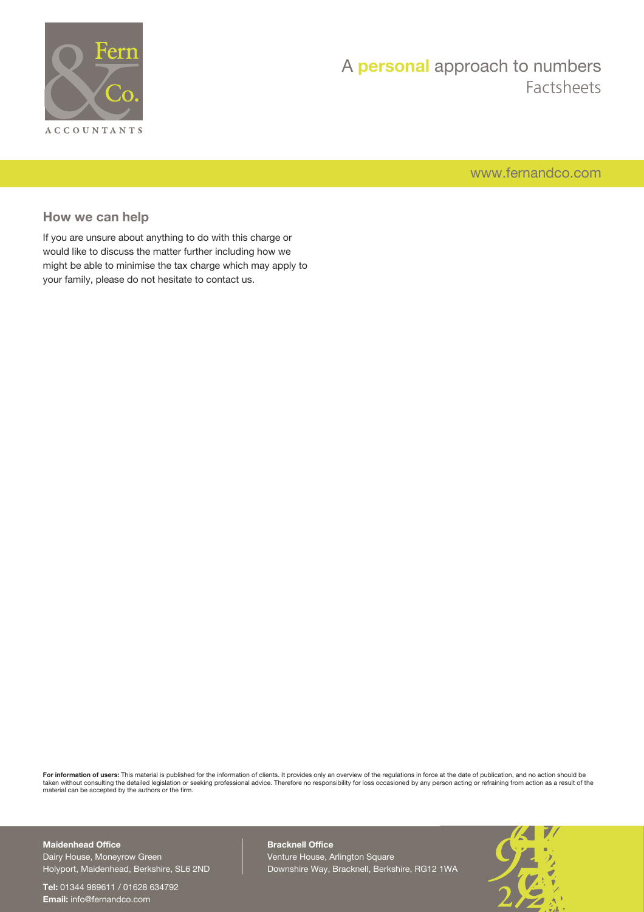## How we can help

If you are unsure about anything to do with this charge or would like to discuss the matter further including how we might be able to minimise the tax charge which may apply to your family, please do not hesitate to contact us.

**For information of users:** This material is published for the information of clients. It provides only an overview of the regulations in force at the date of publication, and no action should be taken without consulting the detailed legislation or seeking professional advice. Therefore no responsibility for loss occasioned by any person acting or refraining from action as a result of the material can be accepted by the authors or the firm.

**Maidenhead Office**
Dairy House, Moneyrow Green
Holyport, Maidenhead, Berkshire, SL6 2ND

**Tel:** 01344 989611 / 01628 634792
**Email:** info@fernandco.com

**Bracknell Office**
Venture House, Arlington Square
Downshire Way, Bracknell, Berkshire, RG12 1WA